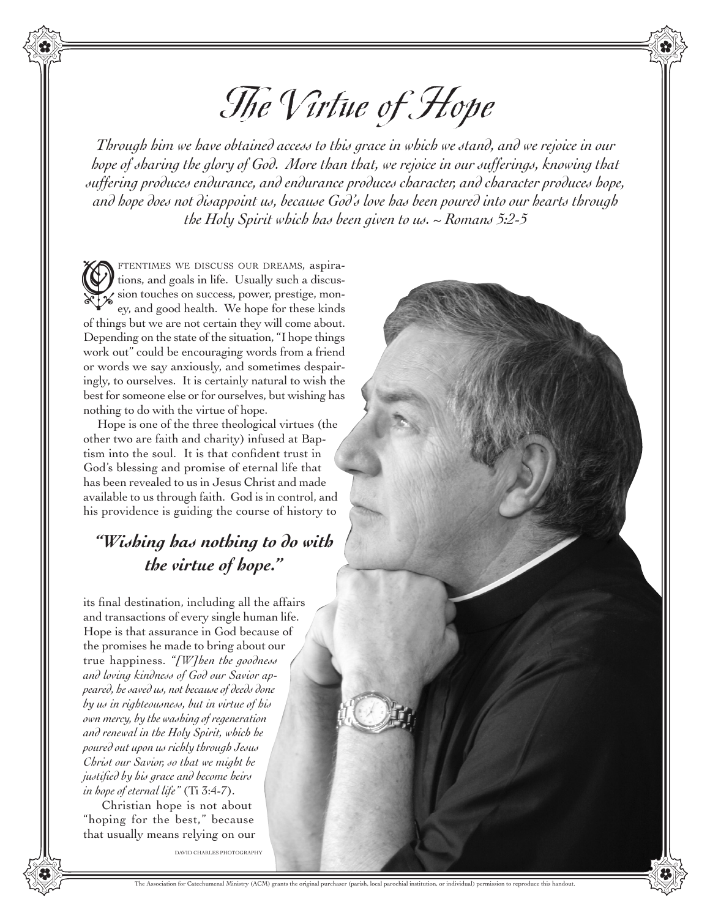# The Virtue of Hope

*Through him we have obtained access to this grace in which we stand, and we rejoice in our hope of sharing the glory of God. More than that, we rejoice in our sufferings, knowing that suffering produces endurance, and endurance produces character, and character produces hope, and hope does not disappoint us, because God's love has been poured into our hearts through the Holy Spirit which has been given to us. ~ Romans 5:2-5*

Oftentimes we discuss our dreams, aspirations, and goals in life. Usually such a discussion touches on success, power, prestige, money, and good health. We hope for these kinds of things but we are not certain they will come about. Depending on the state of the situation, "I hope things work out" could be encouraging words from a friend or words we say anxiously, and sometimes despairingly, to ourselves. It is certainly natural to wish the best for someone else or for ourselves, but wishing has nothing to do with the virtue of hope.

Hope is one of the three theological virtues (the other two are faith and charity) infused at Baptism into the soul. It is that confident trust in God's blessing and promise of eternal life that has been revealed to us in Jesus Christ and made available to us through faith. God is in control, and his providence is guiding the course of history to its final destination, including all the affairs and transactions of every single human life. Hope is that assurance in God because of the promises he made to bring about our true happiness. *"[W]hen the goodness and loving kindness of God our Savior appeared, he saved us, not because of deeds done by us in righteousness, but in virtue of his own mercy, by the washing of regeneration and renewal in the Holy Spirit, which he poured out upon us richly through Jesus Christ our Savior, so that we might be justified by his grace and become heirs in hope of eternal life"* (Ti 3:4-7).

> ***"Wishing has nothing to do with the virtue of hope."***

Christian hope is not about "hoping for the best," because that usually means relying on our

DAVID CHARLES PHOTOGRAPHY

The Association for Catechumenal Ministry (ACM) grants the original purchaser (parish, local parochial institution, or individual) permission to reproduce this handout.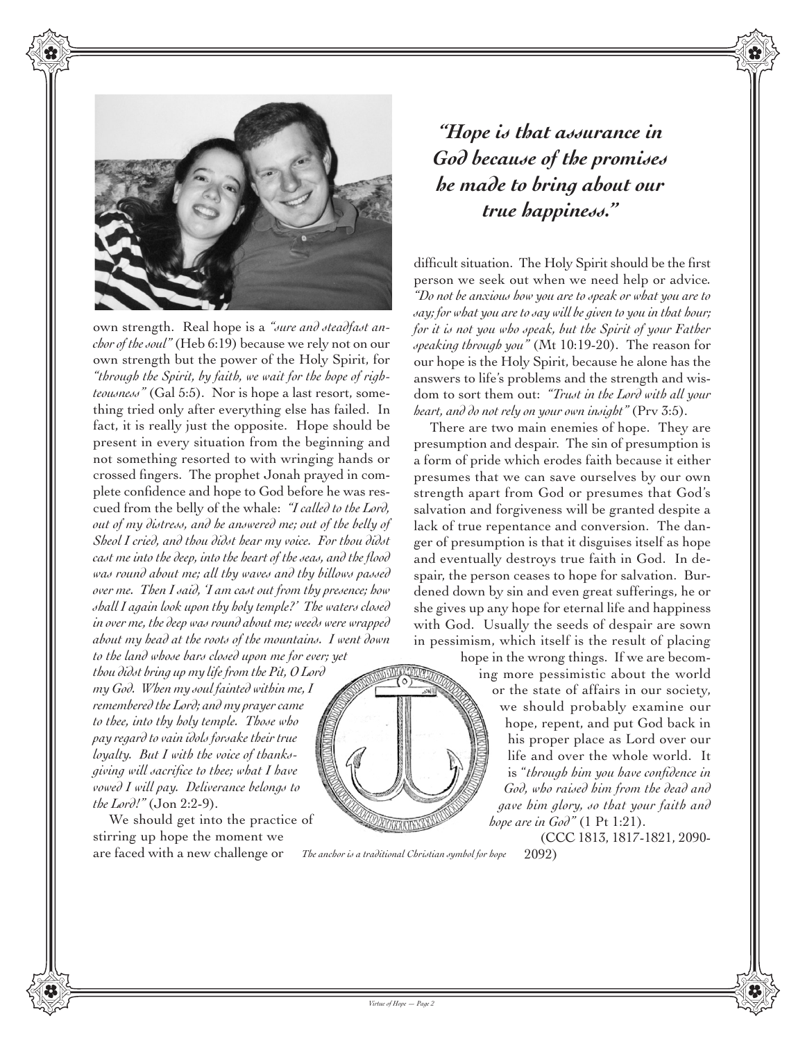*"Hope is that assurance in God because of the promises he made to bring about our true happiness."*

own strength. Real hope is a *"sure and steadfast anchor of the soul"* (Heb 6:19) because we rely not on our own strength but the power of the Holy Spirit, for *"through the Spirit, by faith, we wait for the hope of righteousness"* (Gal 5:5). Nor is hope a last resort, something tried only after everything else has failed. In fact, it is really just the opposite. Hope should be present in every situation from the beginning and not something resorted to with wringing hands or crossed fingers. The prophet Jonah prayed in complete confidence and hope to God before he was rescued from the belly of the whale: *"I called to the Lord, out of my distress, and he answered me; out of the belly of Sheol I cried, and thou didst hear my voice. For thou didst cast me into the deep, into the heart of the seas, and the flood was round about me; all thy waves and thy billows passed over me. Then I said, 'I am cast out from thy presence; how shall I again look upon thy holy temple?' The waters closed in over me, the deep was round about me; weeds were wrapped about my head at the roots of the mountains. I went down to the land whose bars closed upon me for ever; yet thou didst bring up my life from the Pit, O Lord my God. When my soul fainted within me, I remembered the Lord; and my prayer came to thee, into thy holy temple. Those who pay regard to vain idols forsake their true loyalty. But I with the voice of thanksgiving will sacrifice to thee; what I have vowed I will pay. Deliverance belongs to the Lord!"* (Jon 2:2-9).

We should get into the practice of stirring up hope the moment we are faced with a new challenge or difficult situation. The Holy Spirit should be the first person we seek out when we need help or advice. *"Do not be anxious how you are to speak or what you are to say; for what you are to say will be given to you in that hour; for it is not you who speak, but the Spirit of your Father speaking through you"* (Mt 10:19-20). The reason for our hope is the Holy Spirit, because he alone has the answers to life's problems and the strength and wisdom to sort them out: *"Trust in the Lord with all your heart, and do not rely on your own insight"* (Prv 3:5).

There are two main enemies of hope. They are presumption and despair. The sin of presumption is a form of pride which erodes faith because it either presumes that we can save ourselves by our own strength apart from God or presumes that God's salvation and forgiveness will be granted despite a lack of true repentance and conversion. The danger of presumption is that it disguises itself as hope and eventually destroys true faith in God. In despair, the person ceases to hope for salvation. Burdened down by sin and even great sufferings, he or she gives up any hope for eternal life and happiness with God. Usually the seeds of despair are sown in pessimism, which itself is the result of placing hope in the wrong things. If we are becoming more pessimistic about the world or the state of affairs in our society, we should probably examine our hope, repent, and put God back in his proper place as Lord over our life and over the whole world. It is *"through him you have confidence in God, who raised him from the dead and gave him glory, so that your faith and hope are in God"* (1 Pt 1:21).

(CCC 1813, 1817-1821, 2090-2092)

*The anchor is a traditional Christian symbol for hope*